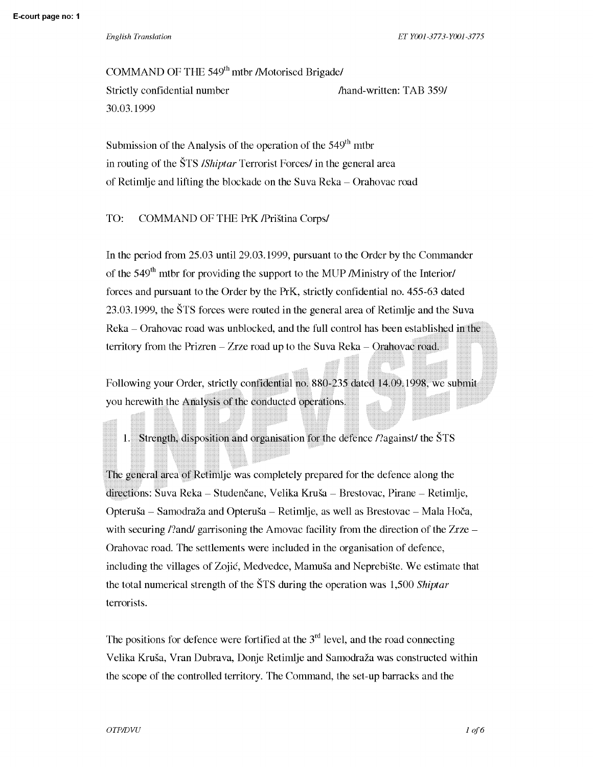*English Translation* ET Y001-3773-Y001-3775

COMMAND OF THE 549th mtbr /Motorised Brigade/
Strictly confidential number /hand-written: TAB 359/
30.03.1999

Submission of the Analysis of the operation of the 549th mtbr in routing of the ŠTS /*Shiptar* Terrorist Forces/ in the general area of Retimlje and lifting the blockade on the Suva Reka – Orahovac road

TO: COMMAND OF THE PrK /Priština Corps/

In the period from 25.03 until 29.03.1999, pursuant to the Order by the Commander of the 549th mtbr for providing the support to the MUP /Ministry of the Interior/ forces and pursuant to the Order by the PrK, strictly confidential no. 455-63 dated 23.03.1999, the ŠTS forces were routed in the general area of Retimlje and the Suva Reka – Orahovac road was unblocked, and the full control has been established in the territory from the Prizren – Zrze road up to the Suva Reka – Orahovac road.

Following your Order, strictly confidential no. 880-235 dated 14.09.1998, we submit you herewith the Analysis of the conducted operations.

1. Strength, disposition and organisation for the defence /?against/ the ŠTS

The general area of Retimlje was completely prepared for the defence along the directions: Suva Reka – Studenčane, Velika Kruša – Brestovac, Pirane – Retimlje, Opteruša – Samodraža and Opteruša – Retimlje, as well as Brestovac – Mala Hoča, with securing /?and/ garrisoning the Amovac facility from the direction of the Zrze – Orahovac road. The settlements were included in the organisation of defence, including the villages of Zojić, Medvedce, Mamuša and Neprebište. We estimate that the total numerical strength of the ŠTS during the operation was 1,500 *Shiptar* terrorists.

The positions for defence were fortified at the 3rd level, and the road connecting Velika Kruša, Vran Dubrava, Donje Retimlje and Samodraža was constructed within the scope of the controlled territory. The Command, the set-up barracks and the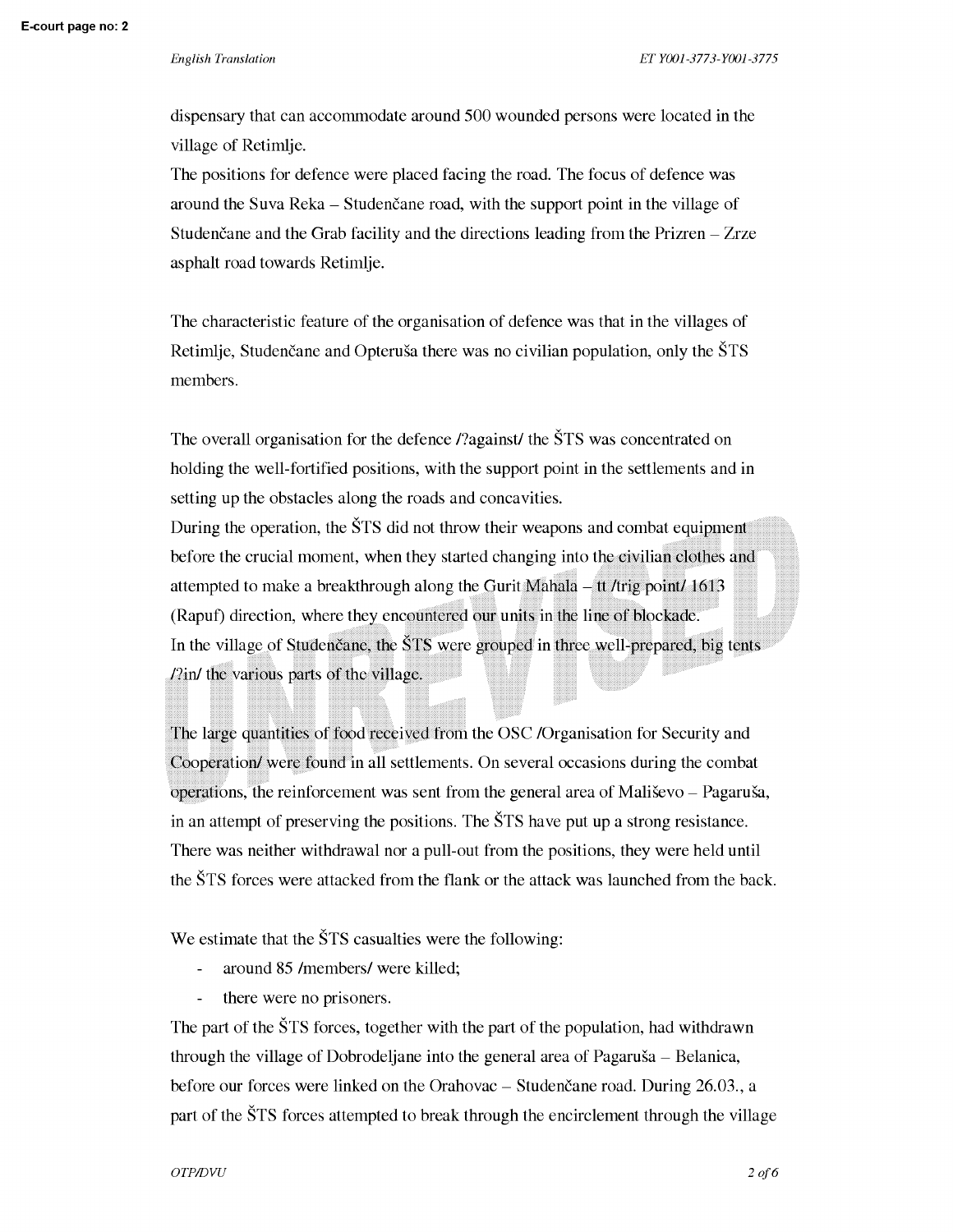dispensary that can accommodate around 500 wounded persons were located in the village of Retimlje.
The positions for defence were placed facing the road. The focus of defence was around the Suva Reka – Studenčane road, with the support point in the village of Studenčane and the Grab facility and the directions leading from the Prizren – Zrze asphalt road towards Retimlje.

The characteristic feature of the organisation of defence was that in the villages of Retimlje, Studenčane and Opteruša there was no civilian population, only the ŠTS members.

The overall organisation for the defence /?against/ the ŠTS was concentrated on holding the well-fortified positions, with the support point in the settlements and in setting up the obstacles along the roads and concavities.
During the operation, the ŠTS did not throw their weapons and combat equipment before the crucial moment, when they started changing into the civilian clothes and attempted to make a breakthrough along the Gurit Mahala – tt /trig point/ 1613 (Rapuf) direction, where they encountered our units in the line of blockade.
In the village of Studenčane, the ŠTS were grouped in three well-prepared, big tents /?in/ the various parts of the village.

The large quantities of food received from the OSC /Organisation for Security and Cooperation/ were found in all settlements. On several occasions during the combat operations, the reinforcement was sent from the general area of Mališevo – Pagaruša, in an attempt of preserving the positions. The ŠTS have put up a strong resistance. There was neither withdrawal nor a pull-out from the positions, they were held until the ŠTS forces were attacked from the flank or the attack was launched from the back.

We estimate that the ŠTS casualties were the following:

- around 85 /members/ were killed;
- there were no prisoners.

The part of the ŠTS forces, together with the part of the population, had withdrawn through the village of Dobrodeljane into the general area of Pagaruša – Belanica, before our forces were linked on the Orahovac – Studenčane road. During 26.03., a part of the ŠTS forces attempted to break through the encirclement through the village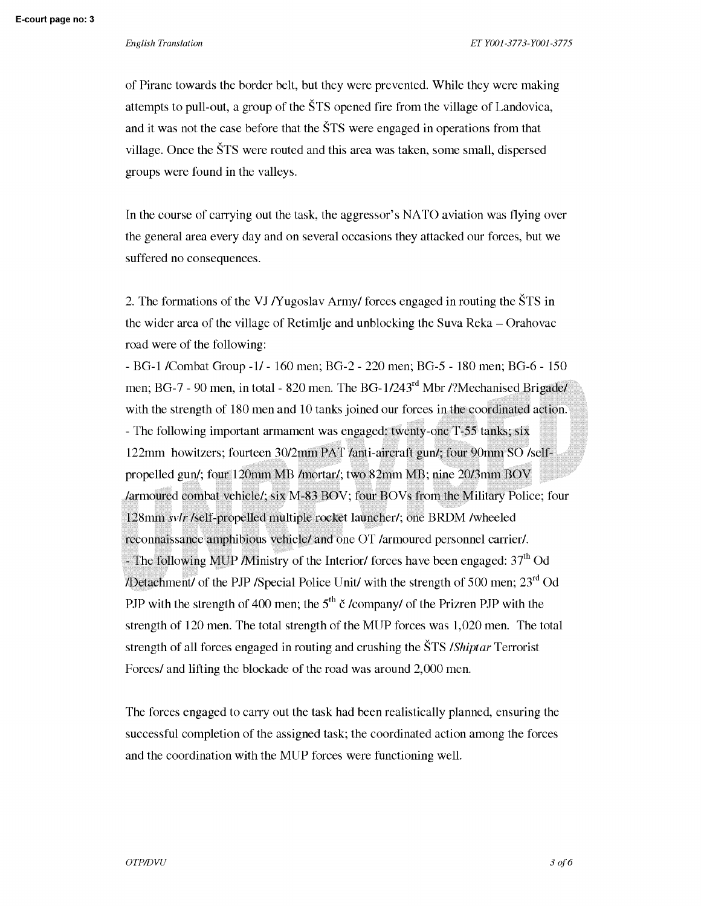of Pirane towards the border belt, but they were prevented. While they were making attempts to pull-out, a group of the ŠTS opened fire from the village of Landovica, and it was not the case before that the ŠTS were engaged in operations from that village. Once the ŠTS were routed and this area was taken, some small, dispersed groups were found in the valleys.

In the course of carrying out the task, the aggressor's NATO aviation was flying over the general area every day and on several occasions they attacked our forces, but we suffered no consequences.

2. The formations of the VJ /Yugoslav Army/ forces engaged in routing the ŠTS in the wider area of the village of Retimlje and unblocking the Suva Reka – Orahovac road were of the following:

- BG-1 /Combat Group -1/ - 160 men; BG-2 - 220 men; BG-5 - 180 men; BG-6 - 150 men; BG-7 - 90 men, in total - 820 men. The BG-1/243rd Mbr /?Mechanised Brigade/ with the strength of 180 men and 10 tanks joined our forces in the coordinated action.
- The following important armament was engaged: twenty-one T-55 tanks; six 122mm howitzers; fourteen 30/2mm PAT /anti-aircraft gun/; four 90mm SO /self-propelled gun/; four 120mm MB /mortar/; two 82mm MB; nine 20/3mm BOV /armoured combat vehicle/; six M-83 BOV; four BOVs from the Military Police; four 128mm *svlr* /self-propelled multiple rocket launcher/; one BRDM /wheeled reconnaissance amphibious vehicle/ and one OT /armoured personnel carrier/.
- The following MUP /Ministry of the Interior/ forces have been engaged: 37th Od /Detachment/ of the PJP /Special Police Unit/ with the strength of 500 men; 23rd Od PJP with the strength of 400 men; the 5th č /company/ of the Prizren PJP with the strength of 120 men. The total strength of the MUP forces was 1,020 men. The total strength of all forces engaged in routing and crushing the ŠTS /*Shiptar* Terrorist Forces/ and lifting the blockade of the road was around 2,000 men.

The forces engaged to carry out the task had been realistically planned, ensuring the successful completion of the assigned task; the coordinated action among the forces and the coordination with the MUP forces were functioning well.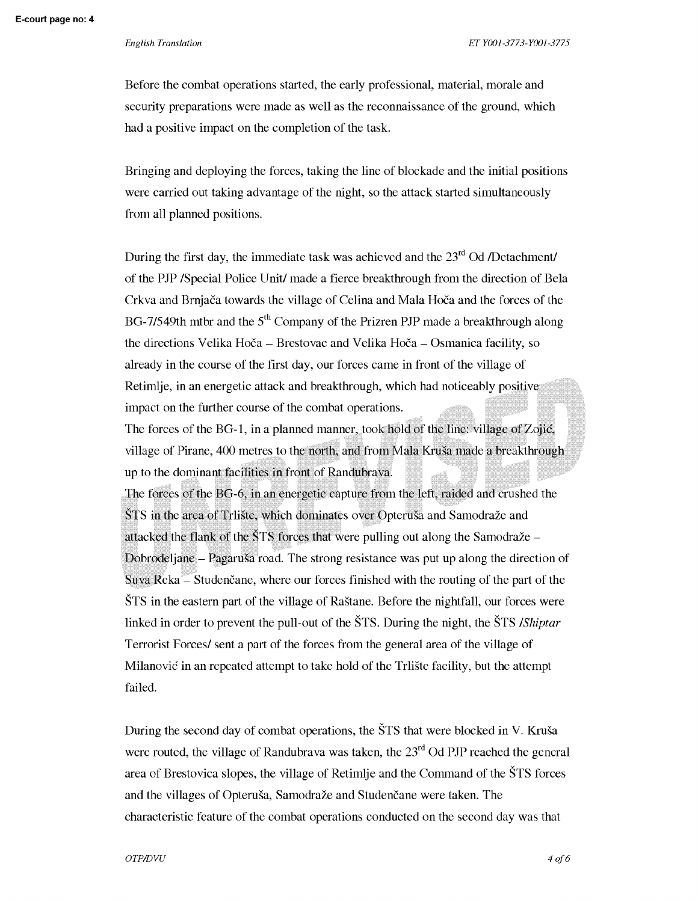Before the combat operations started, the early professional, material, morale and security preparations were made as well as the reconnaissance of the ground, which had a positive impact on the completion of the task.

Bringing and deploying the forces, taking the line of blockade and the initial positions were carried out taking advantage of the night, so the attack started simultaneously from all planned positions.

During the first day, the immediate task was achieved and the 23rd Od /Detachment/ of the PJP /Special Police Unit/ made a fierce breakthrough from the direction of Bela Crkva and Brnjača towards the village of Celina and Mala Hoča and the forces of the BG-7/549th mtbr and the 5th Company of the Prizren PJP made a breakthrough along the directions Velika Hoča – Brestovac and Velika Hoča – Osmanica facility, so already in the course of the first day, our forces came in front of the village of Retimlje, in an energetic attack and breakthrough, which had noticeably positive impact on the further course of the combat operations.
The forces of the BG-1, in a planned manner, took hold of the line: village of Zojić, village of Pirane, 400 metres to the north, and from Mala Kruša made a breakthrough up to the dominant facilities in front of Randubrava.
The forces of the BG-6, in an energetic capture from the left, raided and crushed the ŠTS in the area of Trlište, which dominates over Opteruša and Samodraže and attacked the flank of the ŠTS forces that were pulling out along the Samodraže – Dobrodeljane – Pagaruša road. The strong resistance was put up along the direction of Suva Reka – Studenčane, where our forces finished with the routing of the part of the ŠTS in the eastern part of the village of Raštane. Before the nightfall, our forces were linked in order to prevent the pull-out of the ŠTS. During the night, the ŠTS /*Shiptar* Terrorist Forces/ sent a part of the forces from the general area of the village of Milanović in an repeated attempt to take hold of the Trlište facility, but the attempt failed.

During the second day of combat operations, the ŠTS that were blocked in V. Kruša were routed, the village of Randubrava was taken, the 23rd Od PJP reached the general area of Brestovica slopes, the village of Retimlje and the Command of the ŠTS forces and the villages of Opteruša, Samodraže and Studenčane were taken. The characteristic feature of the combat operations conducted on the second day was that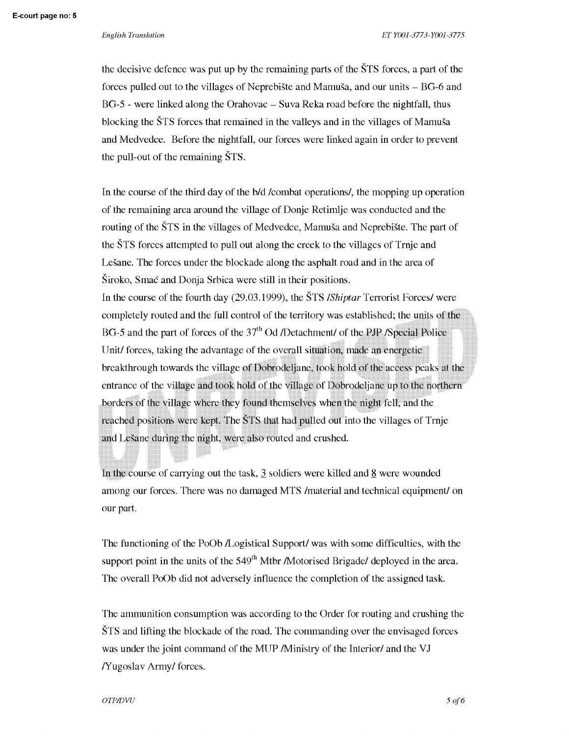the decisive defence was put up by the remaining parts of the ŠTS forces, a part of the forces pulled out to the villages of Neprebište and Mamuša, and our units – BG-6 and BG-5 - were linked along the Orahovac – Suva Reka road before the nightfall, thus blocking the ŠTS forces that remained in the valleys and in the villages of Mamuša and Medvedce. Before the nightfall, our forces were linked again in order to prevent the pull-out of the remaining ŠTS.

In the course of the third day of the b/d /combat operations/, the mopping up operation of the remaining area around the village of Donje Retimlje was conducted and the routing of the ŠTS in the villages of Medvedce, Mamuša and Neprebište. The part of the ŠTS forces attempted to pull out along the creek to the villages of Trnje and Lešane. The forces under the blockade along the asphalt road and in the area of Široko, Smać and Donja Srbica were still in their positions.

In the course of the fourth day (29.03.1999), the ŠTS /*Shiptar* Terrorist Forces/ were completely routed and the full control of the territory was established; the units of the BG-5 and the part of forces of the 37th Od /Detachment/ of the PJP /Special Police Unit/ forces, taking the advantage of the overall situation, made an energetic breakthrough towards the village of Dobrodeljane, took hold of the access peaks at the entrance of the village and took hold of the village of Dobrodeljane up to the northern borders of the village where they found themselves when the night fell, and the reached positions were kept. The ŠTS that had pulled out into the villages of Trnje and Lešane during the night, were also routed and crushed.

In the course of carrying out the task, 3 soldiers were killed and 8 were wounded among our forces. There was no damaged MTS /material and technical equipment/ on our part.

The functioning of the PoOb /Logistical Support/ was with some difficulties, with the support point in the units of the 549th Mtbr /Motorised Brigade/ deployed in the area. The overall PoOb did not adversely influence the completion of the assigned task.

The ammunition consumption was according to the Order for routing and crushing the ŠTS and lifting the blockade of the road. The commanding over the envisaged forces was under the joint command of the MUP /Ministry of the Interior/ and the VJ /Yugoslav Army/ forces.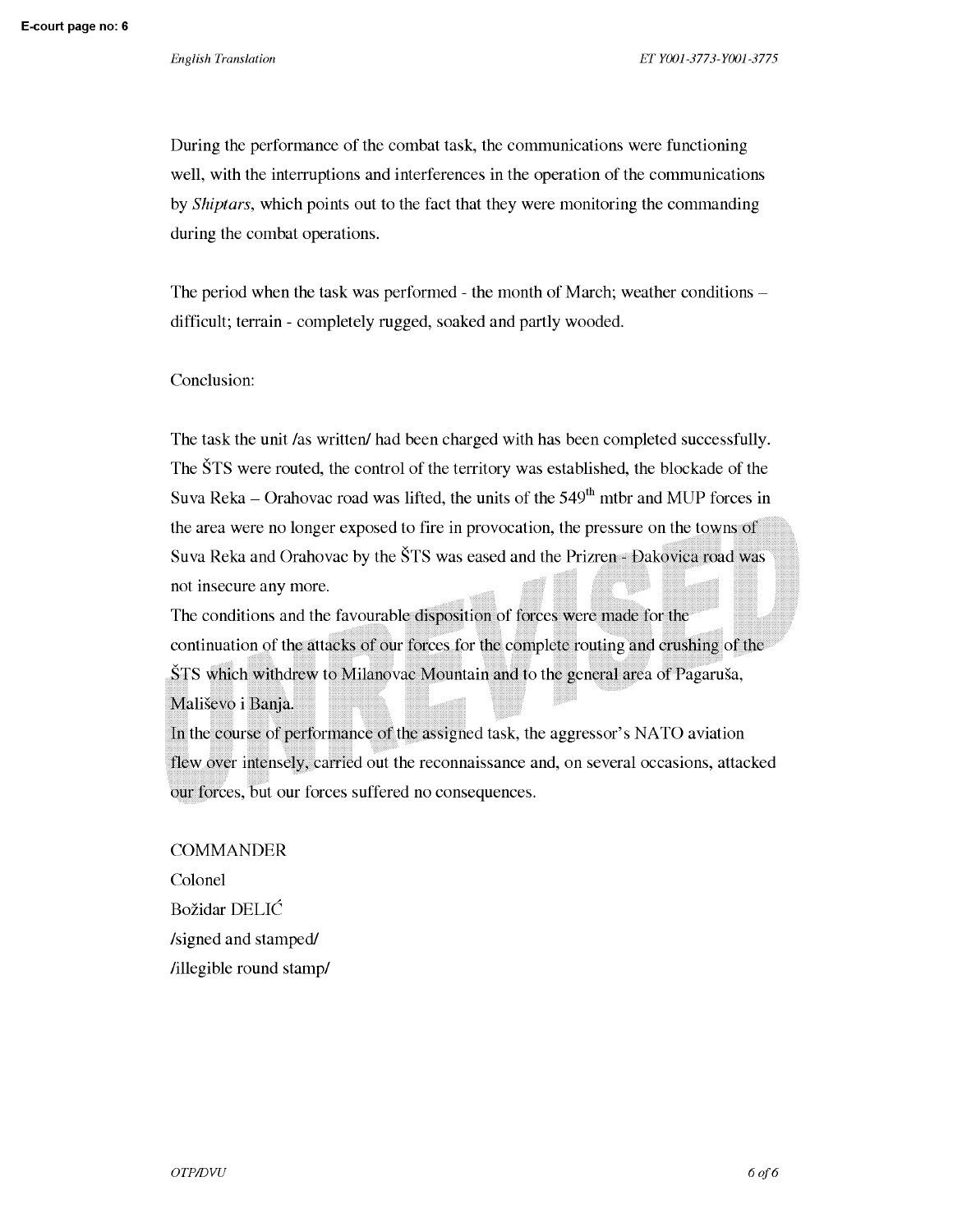During the performance of the combat task, the communications were functioning well, with the interruptions and interferences in the operation of the communications by *Shiptars*, which points out to the fact that they were monitoring the commanding during the combat operations.

The period when the task was performed - the month of March; weather conditions – difficult; terrain - completely rugged, soaked and partly wooded.

Conclusion:

The task the unit /as written/ had been charged with has been completed successfully. The ŠTS were routed, the control of the territory was established, the blockade of the Suva Reka – Orahovac road was lifted, the units of the 549th mtbr and MUP forces in the area were no longer exposed to fire in provocation, the pressure on the towns of Suva Reka and Orahovac by the ŠTS was eased and the Prizren - Đakovica road was not insecure any more.
The conditions and the favourable disposition of forces were made for the continuation of the attacks of our forces for the complete routing and crushing of the ŠTS which withdrew to Milanovac Mountain and to the general area of Pagaruša, Mališevo i Banja.
In the course of performance of the assigned task, the aggressor's NATO aviation flew over intensely, carried out the reconnaissance and, on several occasions, attacked our forces, but our forces suffered no consequences.

COMMANDER
Colonel
Božidar DELIĆ
/signed and stamped/
/illegible round stamp/